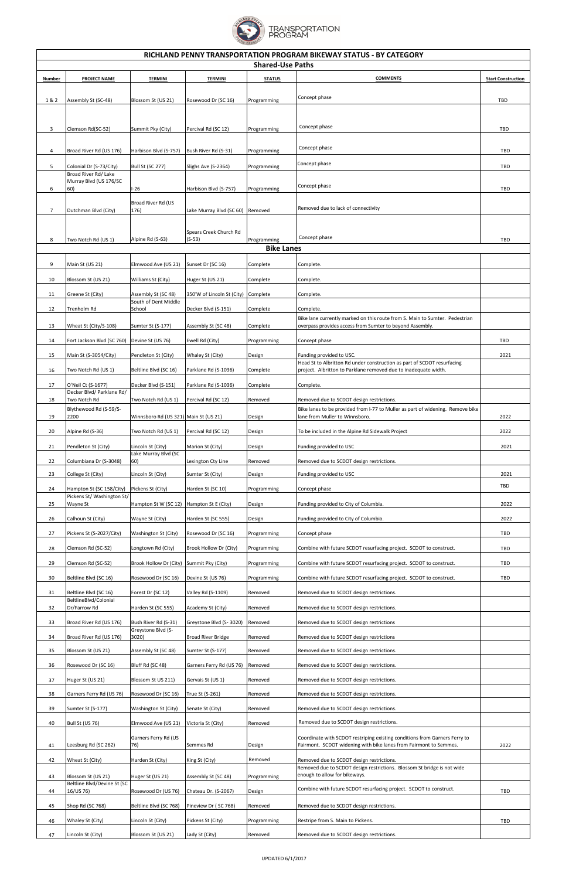# RICHLAND PENNY TRANSPORTATION PROGRAM BIKEWAY STATUS - BY CATEGORY

## Shared-Use Paths

| Number | PROJECT NAME | TERMINI | TERMINI | STATUS | COMMENTS | Start Construction |
|---|---|---|---|---|---|---|
| 1 & 2 | Assembly St (SC-48) | Blossom St (US 21) | Rosewood Dr (SC 16) | Programming | Concept phase | TBD |
| 3 | Clemson Rd(SC-52) | Summit Pky (City) | Percival Rd (SC 12) | Programming | Concept phase | TBD |
| 4 | Broad River Rd (US 176) | Harbison Blvd (S-757) | Bush River Rd (S-31) | Programming | Concept phase | TBD |
| 5 | Colonial Dr (S-73/City) | Bull St (SC 277) | Slighs Ave (S-2364) | Programming | Concept phase | TBD |
| 6 | Broad River Rd/ Lake Murray Blvd (US 176/SC 60) | I-26 | Harbison Blvd (S-757) | Programming | Concept phase | TBD |
| 7 | Dutchman Blvd (City) | Broad River Rd (US 176) | Lake Murray Blvd (SC 60) | Removed | Removed due to lack of connectivity | |
| 8 | Two Notch Rd (US 1) | Alpine Rd (S-63) | Spears Creek Church Rd (S-53) | Programming | Concept phase | TBD |

## Bike Lanes

| Number | PROJECT NAME | TERMINI | TERMINI | STATUS | COMMENTS | Start Construction |
|---|---|---|---|---|---|---|
| 9 | Main St (US 21) | Elmwood Ave (US 21) | Sunset Dr (SC 16) | Complete | Complete. | |
| 10 | Blossom St (US 21) | Williams St (City) | Huger St (US 21) | Complete | Complete. | |
| 11 | Greene St (City) | Assembly St (SC 48) | 350'W of Lincoln St (City) | Complete | Complete. | |
| 12 | Trenholm Rd | South of Dent Middle School | Decker Blvd (S-151) | Complete | Complete. | |
| 13 | Wheat St (City/S-108) | Sumter St (S-177) | Assembly St (SC 48) | Complete | Bike lane currently marked on this route from S. Main to Sumter. Pedestrian overpass provides access from Sumter to beyond Assembly. | |
| 14 | Fort Jackson Blvd (SC 760) | Devine St (US 76) | Ewell Rd (City) | Programming | Concept phase | TBD |
| 15 | Main St (S-3054/City) | Pendleton St (City) | Whaley St (City) | Design | Funding provided to USC. | 2021 |
| 16 | Two Notch Rd (US 1) | Beltline Blvd (SC 16) | Parklane Rd (S-1036) | Complete | Head St to Albritton Rd under construction as part of SCDOT resurfacing project. Albritton to Parklane removed due to inadequate width. | |
| 17 | O'Neil Ct (S-1677) | Decker Blvd (S-151) | Parklane Rd (S-1036) | Complete | Complete. | |
| 18 | Decker Blvd/ Parklane Rd/ Two Notch Rd | Two Notch Rd (US 1) | Percival Rd (SC 12) | Removed | Removed due to SCDOT design restrictions. | |
| 19 | Blythewood Rd (S-59/S-2200 | Winnsboro Rd (US 321) | Main St (US 21) | Design | Bike lanes to be provided from I-77 to Muller as part of widening. Remove bike lane from Muller to Winnsboro. | 2022 |
| 20 | Alpine Rd (S-36) | Two Notch Rd (US 1) | Percival Rd (SC 12) | Design | To be included in the Alpine Rd Sidewalk Project | 2022 |
| 21 | Pendleton St (City) | Lincoln St (City) | Marion St (City) | Design | Funding provided to USC | 2021 |
| 22 | Columbiana Dr (S-3048) | Lake Murray Blvd (SC 60) | Lexington Cty Line | Removed | Removed due to SCDOT design restrictions. | |
| 23 | College St (City) | Lincoln St (City) | Sumter St (City) | Design | Funding provided to USC | 2021 |
| 24 | Hampton St (SC 158/City) | Pickens St (City) | Harden St (SC 10) | Programming | Concept phase | TBD |
| 25 | Pickens St/ Washington St/ Wayne St | Hampton St W (SC 12) | Hampton St E (City) | Design | Funding provided to City of Columbia. | 2022 |
| 26 | Calhoun St (City) | Wayne St (City) | Harden St (SC 555) | Design | Funding provided to City of Columbia. | 2022 |
| 27 | Pickens St (S-2027/City) | Washington St (City) | Rosewood Dr (SC 16) | Programming | Concept phase | TBD |
| 28 | Clemson Rd (SC-52) | Longtown Rd (City) | Brook Hollow Dr (City) | Programming | Combine with future SCDOT resurfacing project. SCDOT to construct. | TBD |
| 29 | Clemson Rd (SC-52) | Brook Hollow Dr (City) | Summit Pky (City) | Programming | Combine with future SCDOT resurfacing project. SCDOT to construct. | TBD |
| 30 | Beltline Blvd (SC 16) | Rosewood Dr (SC 16) | Devine St (US 76) | Programming | Combine with future SCDOT resurfacing project. SCDOT to construct. | TBD |
| 31 | Beltline Blvd (SC 16) | Forest Dr (SC 12) | Valley Rd (S-1109) | Removed | Removed due to SCDOT design restrictions. | |
| 32 | BeltlineBlvd/Colonial Dr/Farrow Rd | Harden St (SC 555) | Academy St (City) | Removed | Removed due to SCDOT design restrictions. | |
| 33 | Broad River Rd (US 176) | Bush River Rd (S-31) | Greystone Blvd (S- 3020) | Removed | Removed due to SCDOT design restrictions | |
| 34 | Broad River Rd (US 176) | Greystone Blvd (S-3020) | Broad River Bridge | Removed | Removed due to SCDOT design restrictions | |
| 35 | Blossom St (US 21) | Assembly St (SC 48) | Sumter St (S-177) | Removed | Removed due to SCDOT design restrictions. | |
| 36 | Rosewood Dr (SC 16) | Bluff Rd (SC 48) | Garners Ferry Rd (US 76) | Removed | Removed due to SCDOT design restrictions. | |
| 37 | Huger St (US 21) | Blossom St US 211) | Gervais St (US 1) | Removed | Removed due to SCDOT design restrictions. | |
| 38 | Garners Ferry Rd (US 76) | Rosewood Dr (SC 16) | True St (S-261) | Removed | Removed due to SCDOT design restrictions. | |
| 39 | Sumter St (S-177) | Washington St (City) | Senate St (City) | Removed | Removed due to SCDOT design restrictions. | |
| 40 | Bull St (US 76) | Elmwood Ave (US 21) | Victoria St (City) | Removed | Removed due to SCDOT design restrictions. | |
| 41 | Leesburg Rd (SC 262) | Garners Ferry Rd (US 76) | Semmes Rd | Design | Coordinate with SCDOT restriping existing conditions from Garners Ferry to Fairmont. SCDOT widening with bike lanes from Fairmont to Semmes. | 2022 |
| 42 | Wheat St (City) | Harden St (City) | King St (City) | Removed | Removed due to SCDOT design restrictions. | |
| 43 | Blossom St (US 21) | Huger St (US 21) | Assembly St (SC 48) | Programming | Removed due to SCDOT design restrictions. Blossom St bridge is not wide enough to allow for bikeways. | |
| 44 | Beltline Blvd/Devine St (SC 16/US 76) | Rosewood Dr (US 76) | Chateau Dr. (S-2067) | Design | Combine with future SCDOT resurfacing project. SCDOT to construct. | TBD |
| 45 | Shop Rd (SC 768) | Beltline Blvd (SC 768) | Pineview Dr ( SC 768) | Removed | Removed due to SCDOT design restrictions. | |
| 46 | Whaley St (City) | Lincoln St (City) | Pickens St (City) | Programming | Restripe from S. Main to Pickens. | TBD |
| 47 | Lincoln St (City) | Blossom St (US 21) | Lady St (City) | Removed | Removed due to SCDOT design restrictions. | |

UPDATED 6/1/2017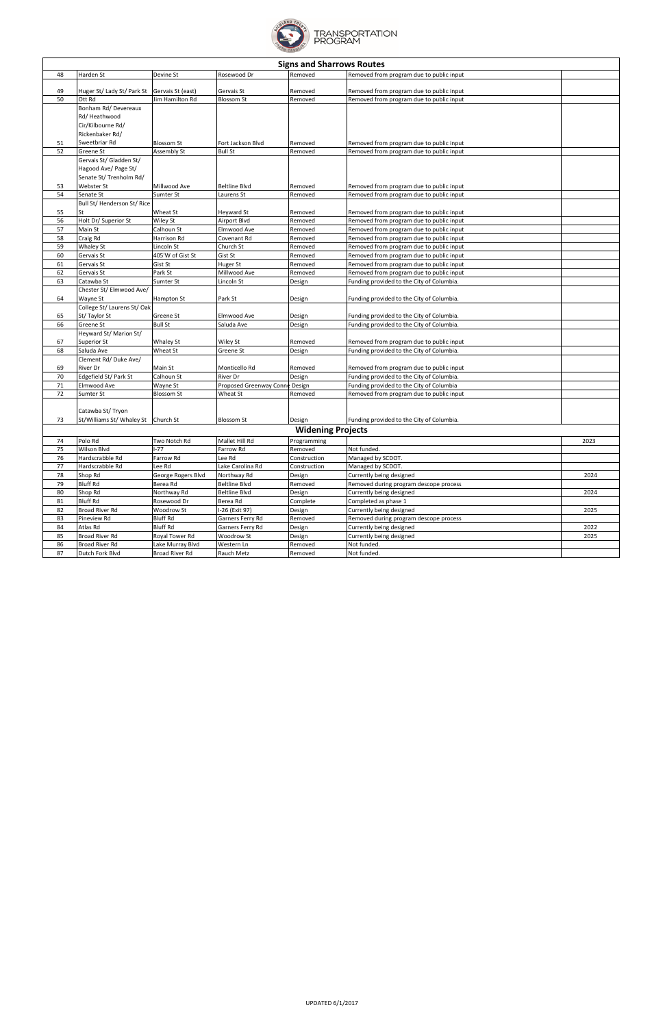## Signs and Sharrows Routes

| | | | | | | |
|---|---|---|---|---|---|---|
| 48 | Harden St | Devine St | Rosewood Dr | Removed | Removed from program due to public input | |
| 49 | Huger St/ Lady St/ Park St | Gervais St (east) | Gervais St | Removed | Removed from program due to public input | |
| 50 | Ott Rd | Jim Hamilton Rd | Blossom St | Removed | Removed from program due to public input | |
| 51 | Bonham Rd/ Devereaux Rd/ Heathwood Cir/Kilbourne Rd/ Rickenbaker Rd/ Sweetbriar Rd | Blossom St | Fort Jackson Blvd | Removed | Removed from program due to public input | |
| 52 | Greene St | Assembly St | Bull St | Removed | Removed from program due to public input | |
| 53 | Gervais St/ Gladden St/ Hagood Ave/ Page St/ Senate St/ Trenholm Rd/ Webster St | Millwood Ave | Beltline Blvd | Removed | Removed from program due to public input | |
| 54 | Senate St | Sumter St | Laurens St | Removed | Removed from program due to public input | |
| 55 | Bull St/ Henderson St/ Rice St | Wheat St | Heyward St | Removed | Removed from program due to public input | |
| 56 | Holt Dr/ Superior St | Wiley St | Airport Blvd | Removed | Removed from program due to public input | |
| 57 | Main St | Calhoun St | Elmwood Ave | Removed | Removed from program due to public input | |
| 58 | Craig Rd | Harrison Rd | Covenant Rd | Removed | Removed from program due to public input | |
| 59 | Whaley St | Lincoln St | Church St | Removed | Removed from program due to public input | |
| 60 | Gervais St | 405'W of Gist St | Gist St | Removed | Removed from program due to public input | |
| 61 | Gervais St | Gist St | Huger St | Removed | Removed from program due to public input | |
| 62 | Gervais St | Park St | Millwood Ave | Removed | Removed from program due to public input | |
| 63 | Catawba St | Sumter St | Lincoln St | Design | Funding provided to the City of Columbia. | |
| 64 | Chester St/ Elmwood Ave/ Wayne St | Hampton St | Park St | Design | Funding provided to the City of Columbia. | |
| 65 | College St/ Laurens St/ Oak St/ Taylor St | Greene St | Elmwood Ave | Design | Funding provided to the City of Columbia. | |
| 66 | Greene St | Bull St | Saluda Ave | Design | Funding provided to the City of Columbia. | |
| 67 | Heyward St/ Marion St/ Superior St | Whaley St | Wiley St | Removed | Removed from program due to public input | |
| 68 | Saluda Ave | Wheat St | Greene St | Design | Funding provided to the City of Columbia. | |
| 69 | Clement Rd/ Duke Ave/ River Dr | Main St | Monticello Rd | Removed | Removed from program due to public input | |
| 70 | Edgefield St/ Park St | Calhoun St | River Dr | Design | Funding provided to the City of Columbia. | |
| 71 | Elmwood Ave | Wayne St | Proposed Greenway Conne | Design | Funding provided to the City of Columbia | |
| 72 | Sumter St | Blossom St | Wheat St | Removed | Removed from program due to public input | |
| 73 | Catawba St/ Tryon St/Williams St/ Whaley St | Church St | Blossom St | Design | Funding provided to the City of Columbia. | |

## Widening Projects

| | | | | | | |
|---|---|---|---|---|---|---|
| 74 | Polo Rd | Two Notch Rd | Mallet Hill Rd | Programming | | 2023 |
| 75 | Wilson Blvd | I-77 | Farrow Rd | Removed | Not funded. | |
| 76 | Hardscrabble Rd | Farrow Rd | Lee Rd | Construction | Managed by SCDOT. | |
| 77 | Hardscrabble Rd | Lee Rd | Lake Carolina Rd | Construction | Managed by SCDOT. | |
| 78 | Shop Rd | George Rogers Blvd | Northway Rd | Design | Currently being designed | 2024 |
| 79 | Bluff Rd | Berea Rd | Beltline Blvd | Removed | Removed during program descope process | |
| 80 | Shop Rd | Northway Rd | Beltline Blvd | Design | Currently being designed | 2024 |
| 81 | Bluff Rd | Rosewood Dr | Berea Rd | Complete | Completed as phase 1 | |
| 82 | Broad River Rd | Woodrow St | I-26 (Exit 97) | Design | Currently being designed | 2025 |
| 83 | Pineview Rd | Bluff Rd | Garners Ferry Rd | Removed | Removed during program descope process | |
| 84 | Atlas Rd | Bluff Rd | Garners Ferry Rd | Design | Currently being designed | 2022 |
| 85 | Broad River Rd | Royal Tower Rd | Woodrow St | Design | Currently being designed | 2025 |
| 86 | Broad River Rd | Lake Murray Blvd | Western Ln | Removed | Not funded. | |
| 87 | Dutch Fork Blvd | Broad River Rd | Rauch Metz | Removed | Not funded. | |

UPDATED 6/1/2017